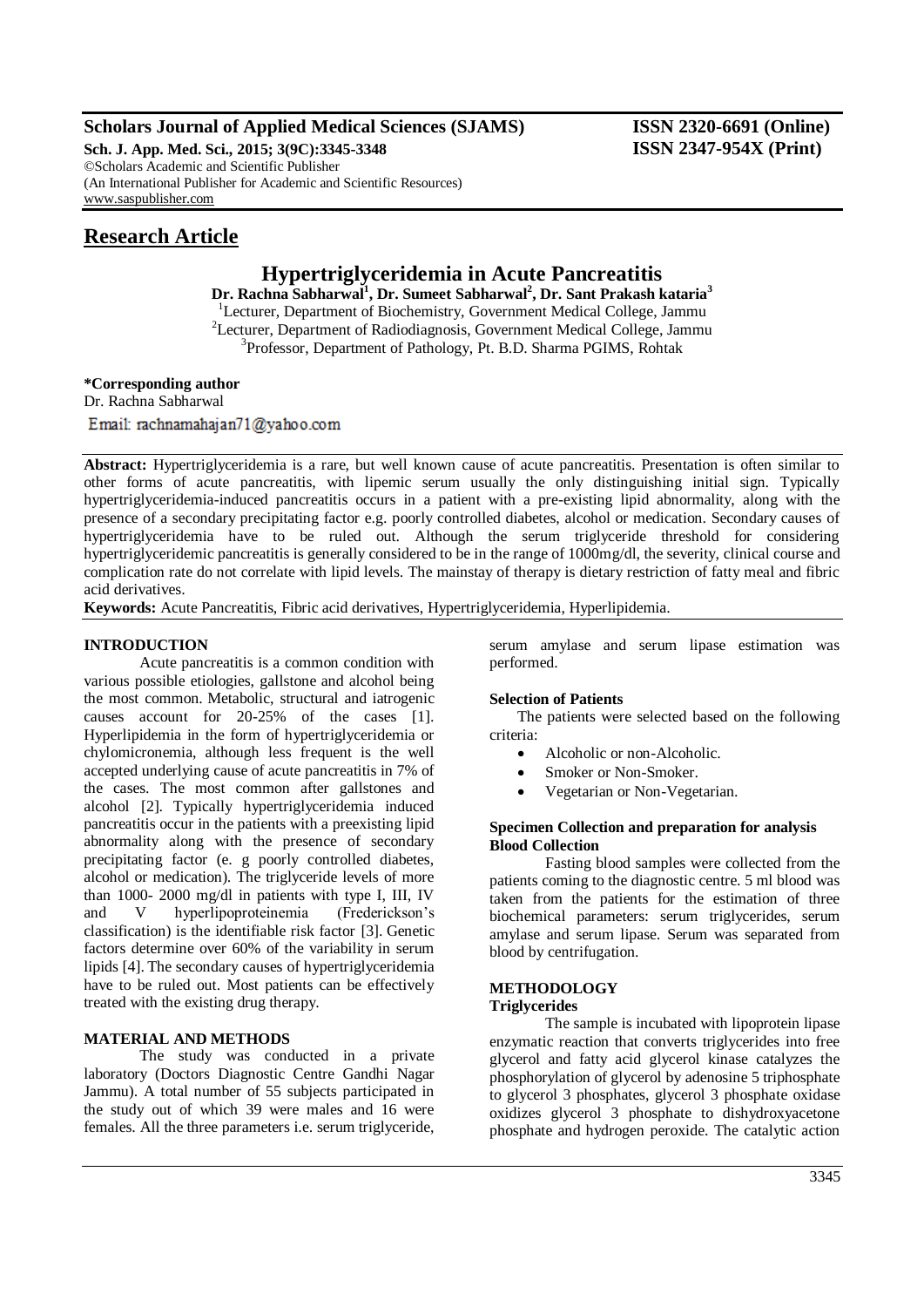# Hypertriglyceridemia in Acute Pancreatitis

**Dr. Rachna Sabharwal[1], Dr. Sumeet Sabharwal[2], Dr. Sant Prakash kataria[3]**

[1]Lecturer, Department of Biochemistry, Government Medical College, Jammu
[2]Lecturer, Department of Radiodiagnosis, Government Medical College, Jammu
[3]Professor, Department of Pathology, Pt. B.D. Sharma PGIMS, Rohtak

**Research Article**

**\*Corresponding author**
Dr. Rachna Sabharwal
Email: rachnamahajan71@yahoo.com

**Abstract:** Hypertriglyceridemia is a rare, but well known cause of acute pancreatitis. Presentation is often similar to other forms of acute pancreatitis, with lipemic serum usually the only distinguishing initial sign. Typically hypertriglyceridemia-induced pancreatitis occurs in a patient with a pre-existing lipid abnormality, along with the presence of a secondary precipitating factor e.g. poorly controlled diabetes, alcohol or medication. Secondary causes of hypertriglyceridemia have to be ruled out. Although the serum triglyceride threshold for considering hypertriglyceridemic pancreatitis is generally considered to be in the range of 1000mg/dl, the severity, clinical course and complication rate do not correlate with lipid levels. The mainstay of therapy is dietary restriction of fatty meal and fibric acid derivatives.

**Keywords:** Acute Pancreatitis, Fibric acid derivatives, Hypertriglyceridemia, Hyperlipidemia.

## INTRODUCTION

Acute pancreatitis is a common condition with various possible etiologies, gallstone and alcohol being the most common. Metabolic, structural and iatrogenic causes account for 20-25% of the cases [1]. Hyperlipidemia in the form of hypertriglyceridemia or chylomicronemia, although less frequent is the well accepted underlying cause of acute pancreatitis in 7% of the cases. The most common after gallstones and alcohol [2]. Typically hypertriglyceridemia induced pancreatitis occur in the patients with a preexisting lipid abnormality along with the presence of secondary precipitating factor (e. g poorly controlled diabetes, alcohol or medication). The triglyceride levels of more than 1000- 2000 mg/dl in patients with type I, III, IV and V hyperlipoproteinemia (Frederickson's classification) is the identifiable risk factor [3]. Genetic factors determine over 60% of the variability in serum lipids [4]. The secondary causes of hypertriglyceridemia have to be ruled out. Most patients can be effectively treated with the existing drug therapy.

## MATERIAL AND METHODS

The study was conducted in a private laboratory (Doctors Diagnostic Centre Gandhi Nagar Jammu). A total number of 55 subjects participated in the study out of which 39 were males and 16 were females. All the three parameters i.e. serum triglyceride, serum amylase and serum lipase estimation was performed.

### Selection of Patients

The patients were selected based on the following criteria:

- Alcoholic or non-Alcoholic.
- Smoker or Non-Smoker.
- Vegetarian or Non-Vegetarian.

### Specimen Collection and preparation for analysis

### Blood Collection

Fasting blood samples were collected from the patients coming to the diagnostic centre. 5 ml blood was taken from the patients for the estimation of three biochemical parameters: serum triglycerides, serum amylase and serum lipase. Serum was separated from blood by centrifugation.

## METHODOLOGY

### Triglycerides

The sample is incubated with lipoprotein lipase enzymatic reaction that converts triglycerides into free glycerol and fatty acid glycerol kinase catalyzes the phosphorylation of glycerol by adenosine 5 triphosphate to glycerol 3 phosphates, glycerol 3 phosphate oxidase oxidizes glycerol 3 phosphate to dishydroxyacetone phosphate and hydrogen peroxide. The catalytic action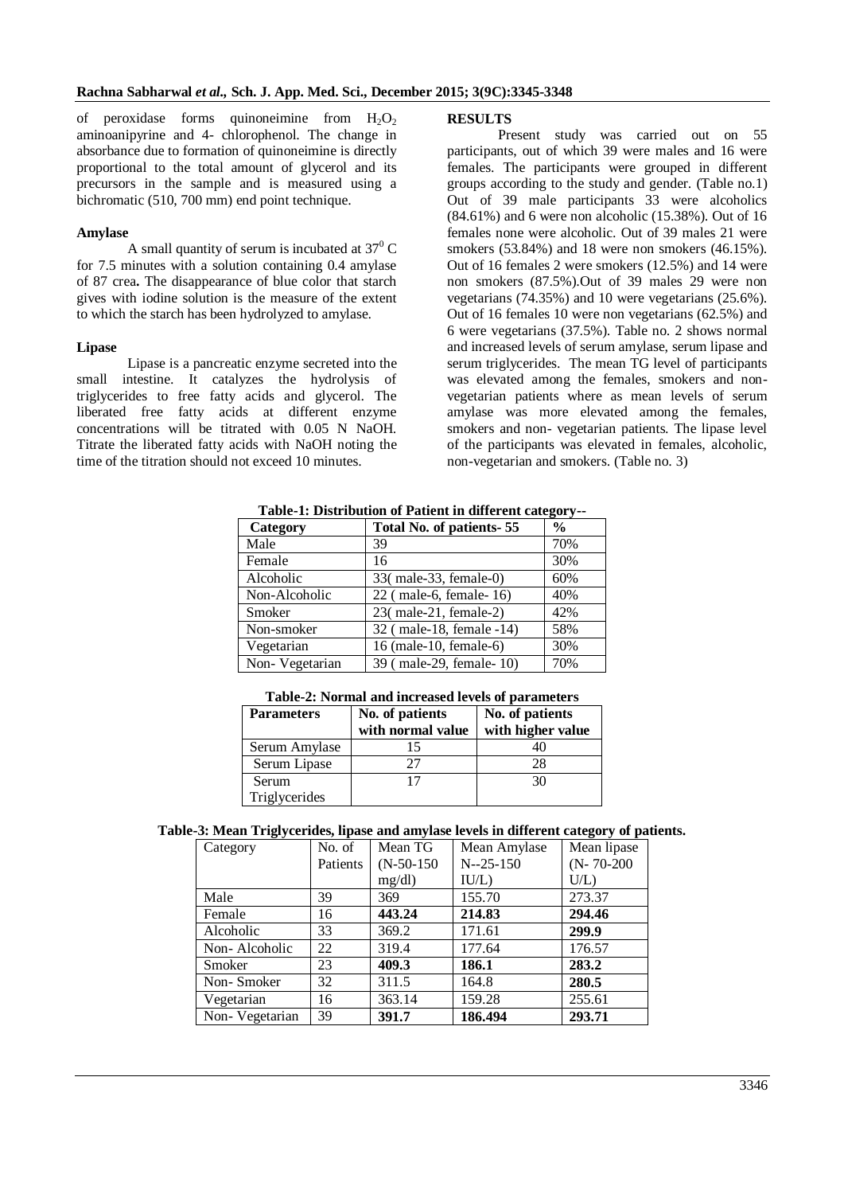of peroxidase forms quinoneimine from $H_2O_2$ aminoanipyrine and 4- chlorophenol. The change in absorbance due to formation of quinoneimine is directly proportional to the total amount of glycerol and its precursors in the sample and is measured using a bichromatic (510, 700 mm) end point technique.

### Amylase

A small quantity of serum is incubated at $37^0$ C for 7.5 minutes with a solution containing 0.4 amylase of 87 crea**.** The disappearance of blue color that starch gives with iodine solution is the measure of the extent to which the starch has been hydrolyzed to amylase.

### Lipase

Lipase is a pancreatic enzyme secreted into the small intestine. It catalyzes the hydrolysis of triglycerides to free fatty acids and glycerol. The liberated free fatty acids at different enzyme concentrations will be titrated with 0.05 N NaOH. Titrate the liberated fatty acids with NaOH noting the time of the titration should not exceed 10 minutes.

## RESULTS

Present study was carried out on 55 participants, out of which 39 were males and 16 were females. The participants were grouped in different groups according to the study and gender. (Table no.1) Out of 39 male participants 33 were alcoholics (84.61%) and 6 were non alcoholic (15.38%). Out of 16 females none were alcoholic. Out of 39 males 21 were smokers (53.84%) and 18 were non smokers (46.15%). Out of 16 females 2 were smokers (12.5%) and 14 were non smokers (87.5%).Out of 39 males 29 were non vegetarians (74.35%) and 10 were vegetarians (25.6%). Out of 16 females 10 were non vegetarians (62.5%) and 6 were vegetarians (37.5%). Table no. 2 shows normal and increased levels of serum amylase, serum lipase and serum triglycerides. The mean TG level of participants was elevated among the females, smokers and non-vegetarian patients where as mean levels of serum amylase was more elevated among the females, smokers and non- vegetarian patients. The lipase level of the participants was elevated in females, alcoholic, non-vegetarian and smokers. (Table no. 3)

**Table-1: Distribution of Patient in different category--**

| Category | Total No. of patients- 55 | % |
|---|---|---|
| Male | 39 | 70% |
| Female | 16 | 30% |
| Alcoholic | 33( male-33, female-0) | 60% |
| Non-Alcoholic | 22 ( male-6, female- 16) | 40% |
| Smoker | 23( male-21, female-2) | 42% |
| Non-smoker | 32 ( male-18, female -14) | 58% |
| Vegetarian | 16 (male-10, female-6) | 30% |
| Non- Vegetarian | 39 ( male-29, female- 10) | 70% |

**Table-2: Normal and increased levels of parameters**

| Parameters | No. of patients with normal value | No. of patients with higher value |
|---|---|---|
| Serum Amylase | 15 | 40 |
| Serum Lipase | 27 | 28 |
| Serum Triglycerides | 17 | 30 |

**Table-3: Mean Triglycerides, lipase and amylase levels in different category of patients.**

| Category | No. of Patients | Mean TG (N-50-150 mg/dl) | Mean Amylase N--25-150 IU/L) | Mean lipase (N- 70-200 U/L) |
|---|---|---|---|---|
| Male | 39 | 369 | 155.70 | 273.37 |
| Female | 16 | **443.24** | **214.83** | **294.46** |
| Alcoholic | 33 | 369.2 | 171.61 | **299.9** |
| Non- Alcoholic | 22 | 319.4 | 177.64 | 176.57 |
| Smoker | 23 | **409.3** | **186.1** | **283.2** |
| Non- Smoker | 32 | 311.5 | 164.8 | **280.5** |
| Vegetarian | 16 | 363.14 | 159.28 | 255.61 |
| Non- Vegetarian | 39 | **391.7** | **186.494** | **293.71** |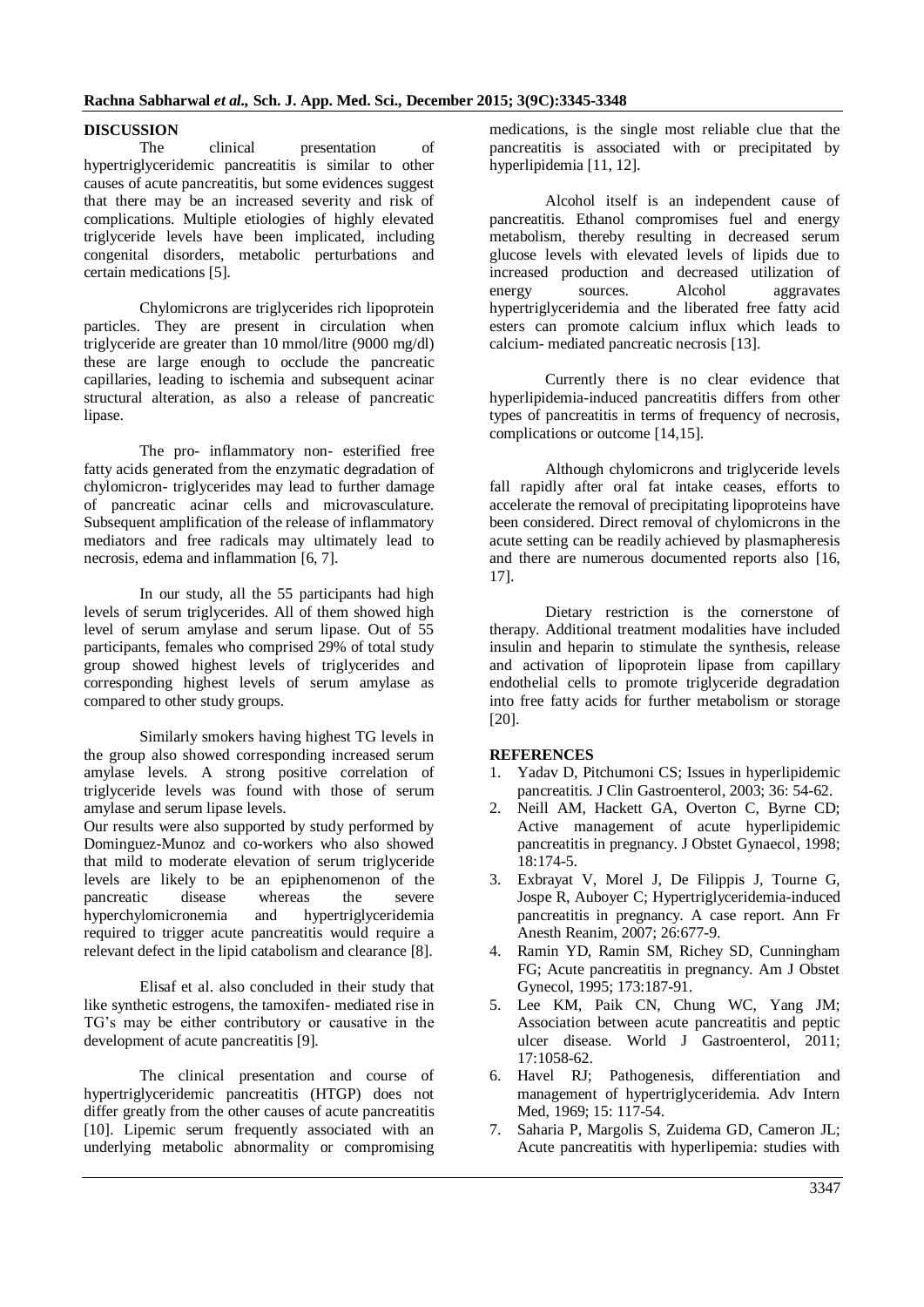## DISCUSSION

The clinical presentation of hypertriglyceridemic pancreatitis is similar to other causes of acute pancreatitis, but some evidences suggest that there may be an increased severity and risk of complications. Multiple etiologies of highly elevated triglyceride levels have been implicated, including congenital disorders, metabolic perturbations and certain medications [5].

Chylomicrons are triglycerides rich lipoprotein particles. They are present in circulation when triglyceride are greater than 10 mmol/litre (9000 mg/dl) these are large enough to occlude the pancreatic capillaries, leading to ischemia and subsequent acinar structural alteration, as also a release of pancreatic lipase.

The pro- inflammatory non- esterified free fatty acids generated from the enzymatic degradation of chylomicron- triglycerides may lead to further damage of pancreatic acinar cells and microvasculature. Subsequent amplification of the release of inflammatory mediators and free radicals may ultimately lead to necrosis, edema and inflammation [6, 7].

In our study, all the 55 participants had high levels of serum triglycerides. All of them showed high level of serum amylase and serum lipase. Out of 55 participants, females who comprised 29% of total study group showed highest levels of triglycerides and corresponding highest levels of serum amylase as compared to other study groups.

Similarly smokers having highest TG levels in the group also showed corresponding increased serum amylase levels. A strong positive correlation of triglyceride levels was found with those of serum amylase and serum lipase levels.

Our results were also supported by study performed by Dominguez-Munoz and co-workers who also showed that mild to moderate elevation of serum triglyceride levels are likely to be an epiphenomenon of the pancreatic disease whereas the severe hyperchylomicronemia and hypertriglyceridemia required to trigger acute pancreatitis would require a relevant defect in the lipid catabolism and clearance [8].

Elisaf et al. also concluded in their study that like synthetic estrogens, the tamoxifen- mediated rise in TG's may be either contributory or causative in the development of acute pancreatitis [9].

The clinical presentation and course of hypertriglyceridemic pancreatitis (HTGP) does not differ greatly from the other causes of acute pancreatitis [10]. Lipemic serum frequently associated with an underlying metabolic abnormality or compromising medications, is the single most reliable clue that the pancreatitis is associated with or precipitated by hyperlipidemia [11, 12].

Alcohol itself is an independent cause of pancreatitis. Ethanol compromises fuel and energy metabolism, thereby resulting in decreased serum glucose levels with elevated levels of lipids due to increased production and decreased utilization of energy sources. Alcohol aggravates hypertriglyceridemia and the liberated free fatty acid esters can promote calcium influx which leads to calcium- mediated pancreatic necrosis [13].

Currently there is no clear evidence that hyperlipidemia-induced pancreatitis differs from other types of pancreatitis in terms of frequency of necrosis, complications or outcome [14,15].

Although chylomicrons and triglyceride levels fall rapidly after oral fat intake ceases, efforts to accelerate the removal of precipitating lipoproteins have been considered. Direct removal of chylomicrons in the acute setting can be readily achieved by plasmapheresis and there are numerous documented reports also [16, 17].

Dietary restriction is the cornerstone of therapy. Additional treatment modalities have included insulin and heparin to stimulate the synthesis, release and activation of lipoprotein lipase from capillary endothelial cells to promote triglyceride degradation into free fatty acids for further metabolism or storage [20].

## REFERENCES

1. Yadav D, Pitchumoni CS; Issues in hyperlipidemic pancreatitis. J Clin Gastroenterol, 2003; 36: 54-62.
2. Neill AM, Hackett GA, Overton C, Byrne CD; Active management of acute hyperlipidemic pancreatitis in pregnancy. J Obstet Gynaecol, 1998; 18:174-5.
3. Exbrayat V, Morel J, De Filippis J, Tourne G, Jospe R, Auboyer C; Hypertriglyceridemia-induced pancreatitis in pregnancy. A case report. Ann Fr Anesth Reanim, 2007; 26:677-9.
4. Ramin YD, Ramin SM, Richey SD, Cunningham FG; Acute pancreatitis in pregnancy. Am J Obstet Gynecol, 1995; 173:187-91.
5. Lee KM, Paik CN, Chung WC, Yang JM; Association between acute pancreatitis and peptic ulcer disease. World J Gastroenterol, 2011; 17:1058-62.
6. Havel RJ; Pathogenesis, differentiation and management of hypertriglyceridemia. Adv Intern Med, 1969; 15: 117-54.
7. Saharia P, Margolis S, Zuidema GD, Cameron JL; Acute pancreatitis with hyperlipemia: studies with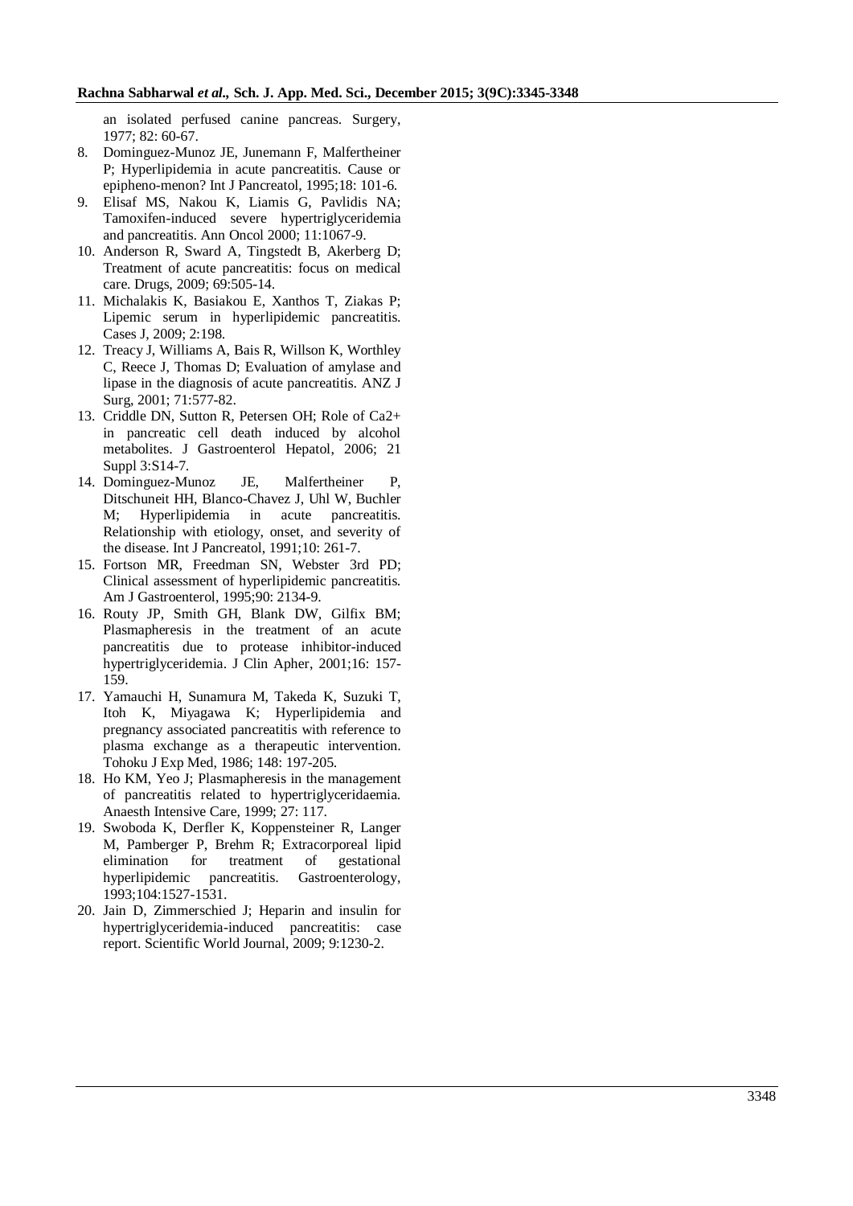an isolated perfused canine pancreas. Surgery, 1977; 82: 60-67.

8. Dominguez-Munoz JE, Junemann F, Malfertheiner P; Hyperlipidemia in acute pancreatitis. Cause or epipheno-menon? Int J Pancreatol, 1995;18: 101-6.
9. Elisaf MS, Nakou K, Liamis G, Pavlidis NA; Tamoxifen-induced severe hypertriglyceridemia and pancreatitis. Ann Oncol 2000; 11:1067-9.
10. Anderson R, Sward A, Tingstedt B, Akerberg D; Treatment of acute pancreatitis: focus on medical care. Drugs, 2009; 69:505-14.
11. Michalakis K, Basiakou E, Xanthos T, Ziakas P; Lipemic serum in hyperlipidemic pancreatitis. Cases J, 2009; 2:198.
12. Treacy J, Williams A, Bais R, Willson K, Worthley C, Reece J, Thomas D; Evaluation of amylase and lipase in the diagnosis of acute pancreatitis. ANZ J Surg, 2001; 71:577-82.
13. Criddle DN, Sutton R, Petersen OH; Role of Ca2+ in pancreatic cell death induced by alcohol metabolites. J Gastroenterol Hepatol, 2006; 21 Suppl 3:S14-7.
14. Dominguez-Munoz JE, Malfertheiner P, Ditschuneit HH, Blanco-Chavez J, Uhl W, Buchler M; Hyperlipidemia in acute pancreatitis. Relationship with etiology, onset, and severity of the disease. Int J Pancreatol, 1991;10: 261-7.
15. Fortson MR, Freedman SN, Webster 3rd PD; Clinical assessment of hyperlipidemic pancreatitis. Am J Gastroenterol, 1995;90: 2134-9.
16. Routy JP, Smith GH, Blank DW, Gilfix BM; Plasmapheresis in the treatment of an acute pancreatitis due to protease inhibitor-induced hypertriglyceridemia. J Clin Apher, 2001;16: 157-159.
17. Yamauchi H, Sunamura M, Takeda K, Suzuki T, Itoh K, Miyagawa K; Hyperlipidemia and pregnancy associated pancreatitis with reference to plasma exchange as a therapeutic intervention. Tohoku J Exp Med, 1986; 148: 197-205.
18. Ho KM, Yeo J; Plasmapheresis in the management of pancreatitis related to hypertriglyceridaemia. Anaesth Intensive Care, 1999; 27: 117.
19. Swoboda K, Derfler K, Koppensteiner R, Langer M, Pamberger P, Brehm R; Extracorporeal lipid elimination for treatment of gestational hyperlipidemic pancreatitis. Gastroenterology, 1993;104:1527-1531.
20. Jain D, Zimmerschied J; Heparin and insulin for hypertriglyceridemia-induced pancreatitis: case report. Scientific World Journal, 2009; 9:1230-2.